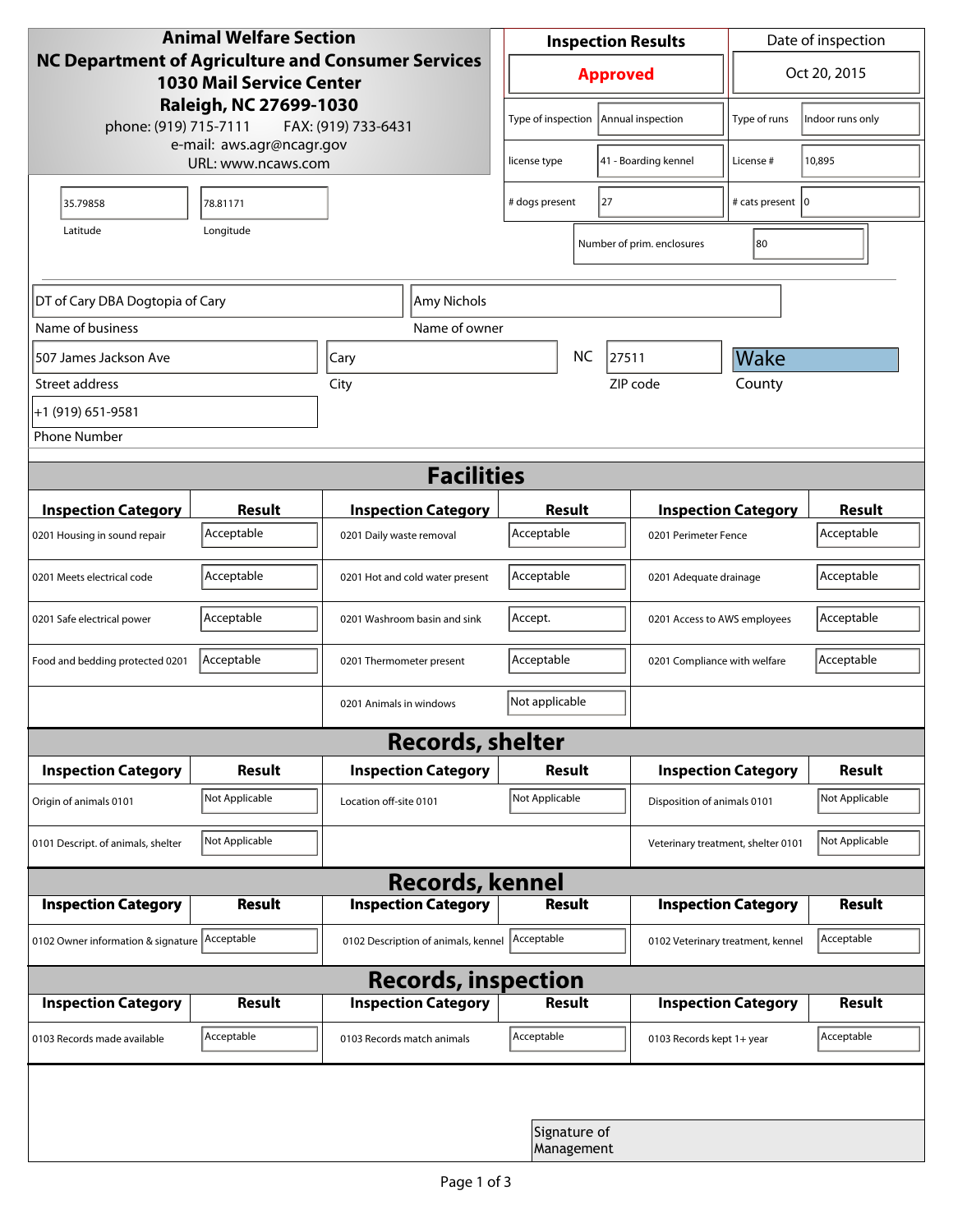**Animal Welfare Section**
**NC Department of Agriculture and Consumer Services**
**1030 Mail Service Center**
**Raleigh, NC 27699-1030**

phone: (919) 715-7111 FAX: (919) 733-6431
e-mail: aws.agr@ncagr.gov
URL: www.ncaws.com

| Inspection Results | Date of inspection |
|---|---|
| **Approved** | Oct 20, 2015 |

| | | | |
|---|---|---|---|
| Type of inspection | Annual inspection | Type of runs | Indoor runs only |
| license type | 41 - Boarding kennel | License # | 10,895 |
| # dogs present | 27 | # cats present | 0 |
| Number of prim. enclosures | 80 | | |

| Latitude | Longitude |
|---|---|
| 35.79858 | 78.81171 |

| Field | Value |
|---|---|
| Name of business | DT of Cary DBA Dogtopia of Cary |
| Name of owner | Amy Nichols |
| Street address | 507 James Jackson Ave |
| City | Cary |
| State | NC |
| ZIP code | 27511 |
| County | Wake |
| Phone Number | +1 (919) 651-9581 |

## Facilities

| Inspection Category | Result | Inspection Category | Result | Inspection Category | Result |
|---|---|---|---|---|---|
| 0201 Housing in sound repair | Acceptable | 0201 Daily waste removal | Acceptable | 0201 Perimeter Fence | Acceptable |
| 0201 Meets electrical code | Acceptable | 0201 Hot and cold water present | Acceptable | 0201 Adequate drainage | Acceptable |
| 0201 Safe electrical power | Acceptable | 0201 Washroom basin and sink | Accept. | 0201 Access to AWS employees | Acceptable |
| Food and bedding protected 0201 | Acceptable | 0201 Thermometer present | Acceptable | 0201 Compliance with welfare | Acceptable |
| | | 0201 Animals in windows | Not applicable | | |

## Records, shelter

| Inspection Category | Result | Inspection Category | Result | Inspection Category | Result |
|---|---|---|---|---|---|
| Origin of animals 0101 | Not Applicable | Location off-site 0101 | Not Applicable | Disposition of animals 0101 | Not Applicable |
| 0101 Descript. of animals, shelter | Not Applicable | | | Veterinary treatment, shelter 0101 | Not Applicable |

## Records, kennel

| Inspection Category | Result | Inspection Category | Result | Inspection Category | Result |
|---|---|---|---|---|---|
| 0102 Owner information & signature | Acceptable | 0102 Description of animals, kennel | Acceptable | 0102 Veterinary treatment, kennel | Acceptable |

## Records, inspection

| Inspection Category | Result | Inspection Category | Result | Inspection Category | Result |
|---|---|---|---|---|---|
| 0103 Records made available | Acceptable | 0103 Records match animals | Acceptable | 0103 Records kept 1+ year | Acceptable |

Signature of Management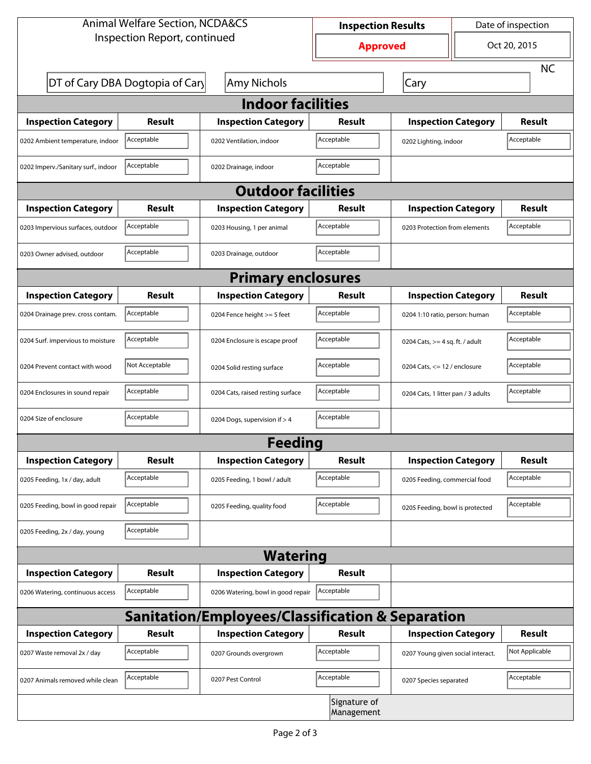Animal Welfare Section, NCDA&CS
Inspection Report, continued

| Inspection Results | Date of inspection |
|---|---|
| Approved | Oct 20, 2015 |

DT of Cary DBA Dogtopia of Cary | Amy Nichols | Cary | NC

## Indoor facilities

| Inspection Category | Result | Inspection Category | Result | Inspection Category | Result |
|---|---|---|---|---|---|
| 0202 Ambient temperature, indoor | Acceptable | 0202 Ventilation, indoor | Acceptable | 0202 Lighting, indoor | Acceptable |
| 0202 Imperv./Sanitary surf., indoor | Acceptable | 0202 Drainage, indoor | Acceptable | | |

## Outdoor facilities

| Inspection Category | Result | Inspection Category | Result | Inspection Category | Result |
|---|---|---|---|---|---|
| 0203 Impervious surfaces, outdoor | Acceptable | 0203 Housing, 1 per animal | Acceptable | 0203 Protection from elements | Acceptable |
| 0203 Owner advised, outdoor | Acceptable | 0203 Drainage, outdoor | Acceptable | | |

## Primary enclosures

| Inspection Category | Result | Inspection Category | Result | Inspection Category | Result |
|---|---|---|---|---|---|
| 0204 Drainage prev. cross contam. | Acceptable | 0204 Fence height >= 5 feet | Acceptable | 0204 1:10 ratio, person: human | Acceptable |
| 0204 Surf. impervious to moisture | Acceptable | 0204 Enclosure is escape proof | Acceptable | 0204 Cats, >= 4 sq. ft. / adult | Acceptable |
| 0204 Prevent contact with wood | Not Acceptable | 0204 Solid resting surface | Acceptable | 0204 Cats, <= 12 / enclosure | Acceptable |
| 0204 Enclosures in sound repair | Acceptable | 0204 Cats, raised resting surface | Acceptable | 0204 Cats, 1 litter pan / 3 adults | Acceptable |
| 0204 Size of enclosure | Acceptable | 0204 Dogs, supervision if > 4 | Acceptable | | |

## Feeding

| Inspection Category | Result | Inspection Category | Result | Inspection Category | Result |
|---|---|---|---|---|---|
| 0205 Feeding, 1x / day, adult | Acceptable | 0205 Feeding, 1 bowl / adult | Acceptable | 0205 Feeding, commercial food | Acceptable |
| 0205 Feeding, bowl in good repair | Acceptable | 0205 Feeding, quality food | Acceptable | 0205 Feeding, bowl is protected | Acceptable |
| 0205 Feeding, 2x / day, young | Acceptable | | | | |

## Watering

| Inspection Category | Result | Inspection Category | Result |
|---|---|---|---|
| 0206 Watering, continuous access | Acceptable | 0206 Watering, bowl in good repair | Acceptable |

## Sanitation/Employees/Classification & Separation

| Inspection Category | Result | Inspection Category | Result | Inspection Category | Result |
|---|---|---|---|---|---|
| 0207 Waste removal 2x / day | Acceptable | 0207 Grounds overgrown | Acceptable | 0207 Young given social interact. | Not Applicable |
| 0207 Animals removed while clean | Acceptable | 0207 Pest Control | Acceptable | 0207 Species separated | Acceptable |

Signature of Management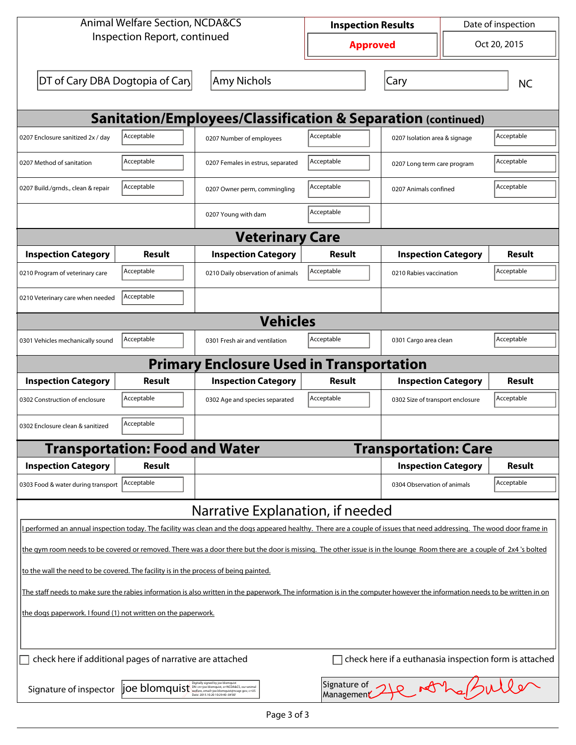Animal Welfare Section, NCDA&CS
Inspection Report, continued

| Inspection Results | Date of inspection |
|---|---|
| **Approved** | Oct 20, 2015 |

DT of Cary DBA Dogtopia of Cary | Amy Nichols | Cary | NC

## Sanitation/Employees/Classification & Separation (continued)

| | | | | | |
|---|---|---|---|---|---|
| 0207 Enclosure sanitized 2x / day | Acceptable | 0207 Number of employees | Acceptable | 0207 Isolation area & signage | Acceptable |
| 0207 Method of sanitation | Acceptable | 0207 Females in estrus, separated | Acceptable | 0207 Long term care program | Acceptable |
| 0207 Build./grnds., clean & repair | Acceptable | 0207 Owner perm, commingling | Acceptable | 0207 Animals confined | Acceptable |
| | | 0207 Young with dam | Acceptable | | |

## Veterinary Care

| Inspection Category | Result | Inspection Category | Result | Inspection Category | Result |
|---|---|---|---|---|---|
| 0210 Program of veterinary care | Acceptable | 0210 Daily observation of animals | Acceptable | 0210 Rabies vaccination | Acceptable |
| 0210 Veterinary care when needed | Acceptable | | | | |

## Vehicles

| | | | | | |
|---|---|---|---|---|---|
| 0301 Vehicles mechanically sound | Acceptable | 0301 Fresh air and ventilation | Acceptable | 0301 Cargo area clean | Acceptable |

## Primary Enclosure Used in Transportation

| Inspection Category | Result | Inspection Category | Result | Inspection Category | Result |
|---|---|---|---|---|---|
| 0302 Construction of enclosure | Acceptable | 0302 Age and species separated | Acceptable | 0302 Size of transport enclosure | Acceptable |
| 0302 Enclosure clean & sanitized | Acceptable | | | | |

## Transportation: Food and Water / Transportation: Care

| Inspection Category | Result | | Inspection Category | Result |
|---|---|---|---|---|
| 0303 Food & water during transport | Acceptable | | 0304 Observation of animals | Acceptable |

## Narrative Explanation, if needed

I performed an annual inspection today. The facility was clean and the dogs appeared healthy. There are a couple of issues that need addressing. The wood door frame in the gym room needs to be covered or removed. There was a door there but the door is missing. The other issue is in the lounge Room there are a couple of 2x4 's bolted to the wall the need to be covered. The facility is in the process of being painted.

The staff needs to make sure the rabies information is also written in the paperwork. The information is in the computer however the information needs to be written in on the dogs paperwork. I found (1) not written on the paperwork.

☐ check here if additional pages of narrative are attached ☐ check here if a euthanasia inspection form is attached

Signature of inspector: joe blomquist (Digitally signed by joe blomquist, DN: cn=joe blomquist, o=NCDA&CS, ou=animal welfare, email=joe.blomquist@ncagr.gov, c=US, Date: 2015.10.20 10:29:40 -04'00')

Signature of Management: [signature]